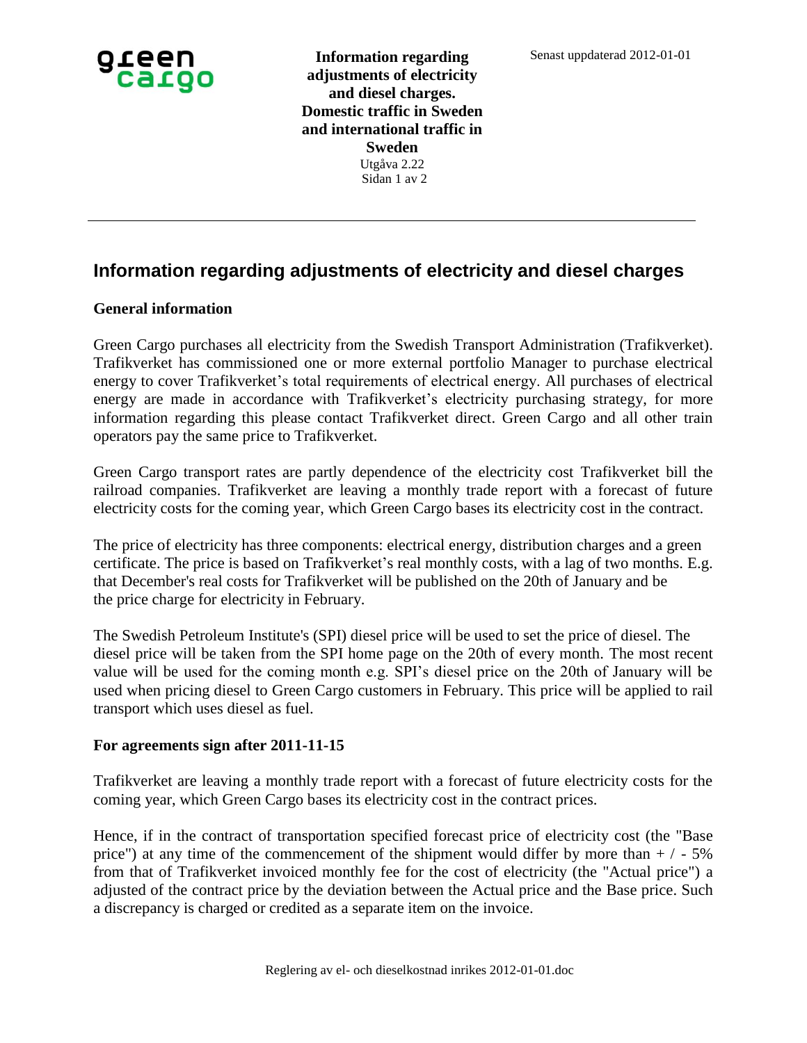# Information regarding adjustments of electricity and diesel charges

### General information

Green Cargo purchases all electricity from the Swedish Transport Administration (Trafikverket). Trafikverket has commissioned one or more external portfolio Manager to purchase electrical energy to cover Trafikverket's total requirements of electrical energy. All purchases of electrical energy are made in accordance with Trafikverket's electricity purchasing strategy, for more information regarding this please contact Trafikverket direct. Green Cargo and all other train operators pay the same price to Trafikverket.

Green Cargo transport rates are partly dependence of the electricity cost Trafikverket bill the railroad companies. Trafikverket are leaving a monthly trade report with a forecast of future electricity costs for the coming year, which Green Cargo bases its electricity cost in the contract.

The price of electricity has three components: electrical energy, distribution charges and a green certificate. The price is based on Trafikverket's real monthly costs, with a lag of two months. E.g. that December's real costs for Trafikverket will be published on the 20th of January and be the price charge for electricity in February.

The Swedish Petroleum Institute's (SPI) diesel price will be used to set the price of diesel. The diesel price will be taken from the SPI home page on the 20th of every month. The most recent value will be used for the coming month e.g. SPI's diesel price on the 20th of January will be used when pricing diesel to Green Cargo customers in February. This price will be applied to rail transport which uses diesel as fuel.

### For agreements sign after 2011-11-15

Trafikverket are leaving a monthly trade report with a forecast of future electricity costs for the coming year, which Green Cargo bases its electricity cost in the contract prices.

Hence, if in the contract of transportation specified forecast price of electricity cost (the "Base price") at any time of the commencement of the shipment would differ by more than + / - 5% from that of Trafikverket invoiced monthly fee for the cost of electricity (the "Actual price") a adjusted of the contract price by the deviation between the Actual price and the Base price. Such a discrepancy is charged or credited as a separate item on the invoice.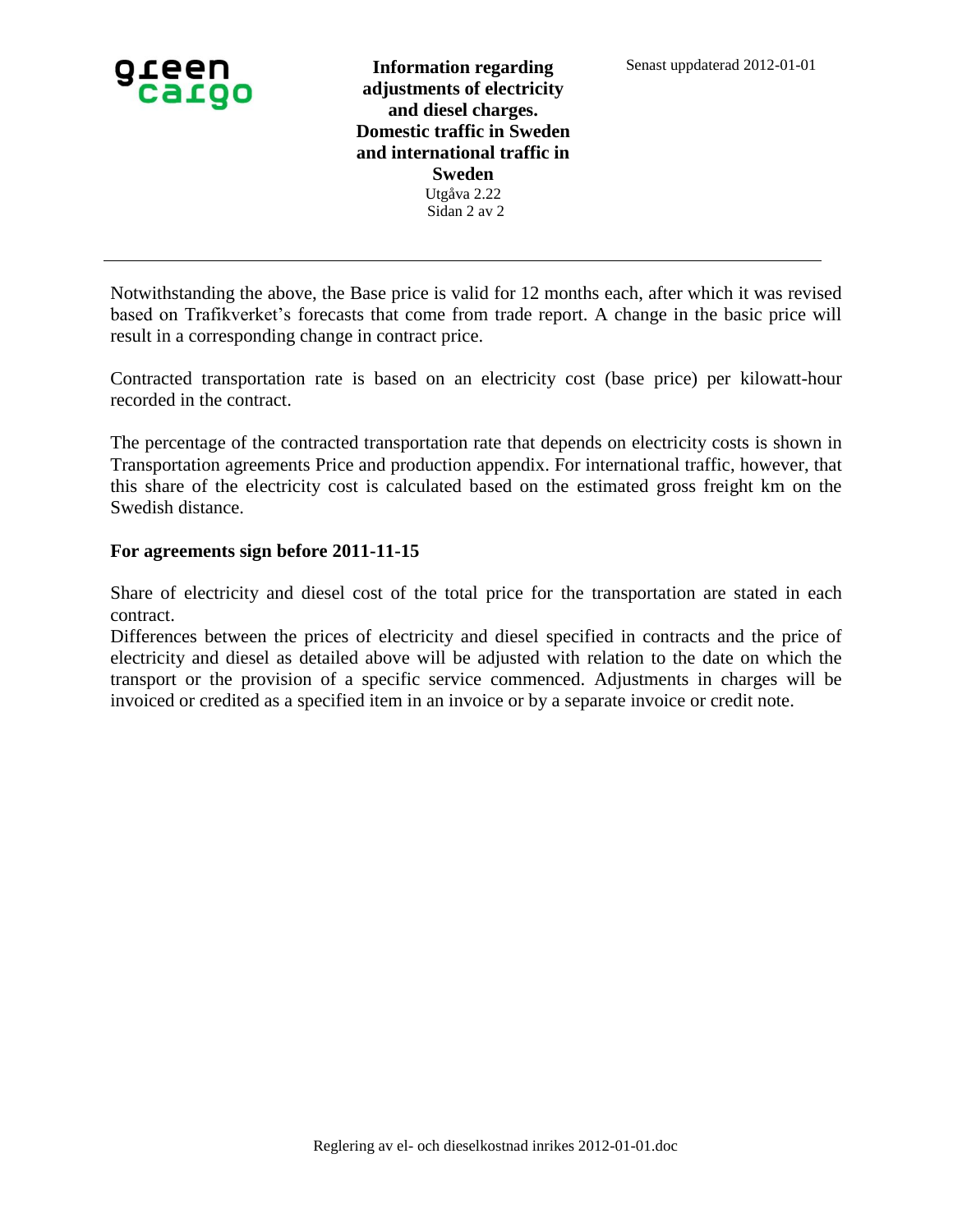Notwithstanding the above, the Base price is valid for 12 months each, after which it was revised based on Trafikverket's forecasts that come from trade report. A change in the basic price will result in a corresponding change in contract price.

Contracted transportation rate is based on an electricity cost (base price) per kilowatt-hour recorded in the contract.

The percentage of the contracted transportation rate that depends on electricity costs is shown in Transportation agreements Price and production appendix. For international traffic, however, that this share of the electricity cost is calculated based on the estimated gross freight km on the Swedish distance.

**For agreements sign before 2011-11-15**

Share of electricity and diesel cost of the total price for the transportation are stated in each contract.
Differences between the prices of electricity and diesel specified in contracts and the price of electricity and diesel as detailed above will be adjusted with relation to the date on which the transport or the provision of a specific service commenced. Adjustments in charges will be invoiced or credited as a specified item in an invoice or by a separate invoice or credit note.